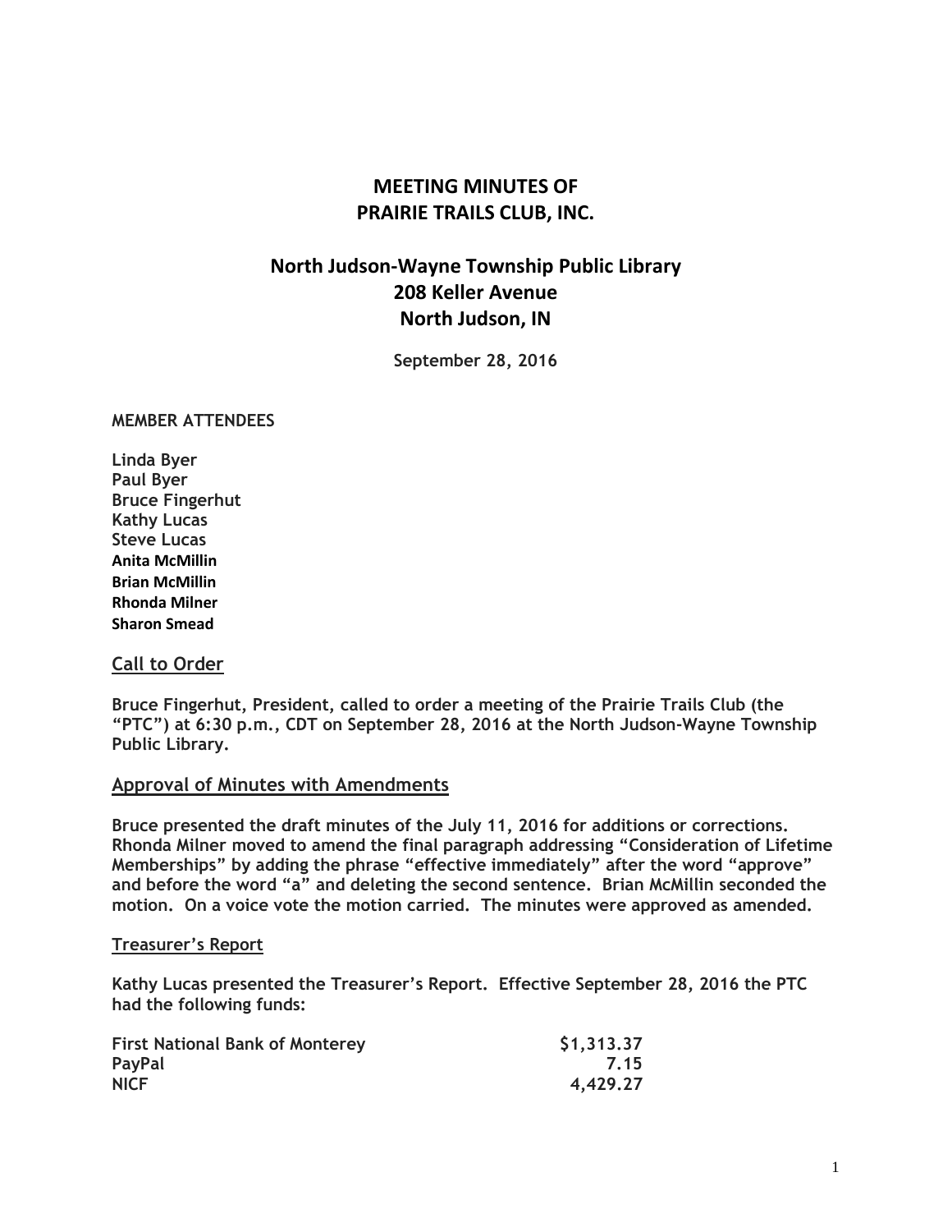# MEETING MINUTES OF PRAIRIE TRAILS CLUB, INC.

## North Judson-Wayne Township Public Library
## 208 Keller Avenue
## North Judson, IN

**September 28, 2016**

**MEMBER ATTENDEES**

**Linda Byer**
**Paul Byer**
**Bruce Fingerhut**
**Kathy Lucas**
**Steve Lucas**
**Anita McMillin**
**Brian McMillin**
**Rhonda Milner**
**Sharon Smead**

### Call to Order

**Bruce Fingerhut, President, called to order a meeting of the Prairie Trails Club (the "PTC") at 6:30 p.m., CDT on September 28, 2016 at the North Judson-Wayne Township Public Library.**

### Approval of Minutes with Amendments

**Bruce presented the draft minutes of the July 11, 2016 for additions or corrections. Rhonda Milner moved to amend the final paragraph addressing "Consideration of Lifetime Memberships" by adding the phrase "effective immediately" after the word "approve" and before the word "a" and deleting the second sentence. Brian McMillin seconded the motion. On a voice vote the motion carried. The minutes were approved as amended.**

### Treasurer's Report

**Kathy Lucas presented the Treasurer's Report. Effective September 28, 2016 the PTC had the following funds:**

| | |
|---|---:|
| **First National Bank of Monterey** | **$1,313.37** |
| **PayPal** | **7.15** |
| **NICF** | **4,429.27** |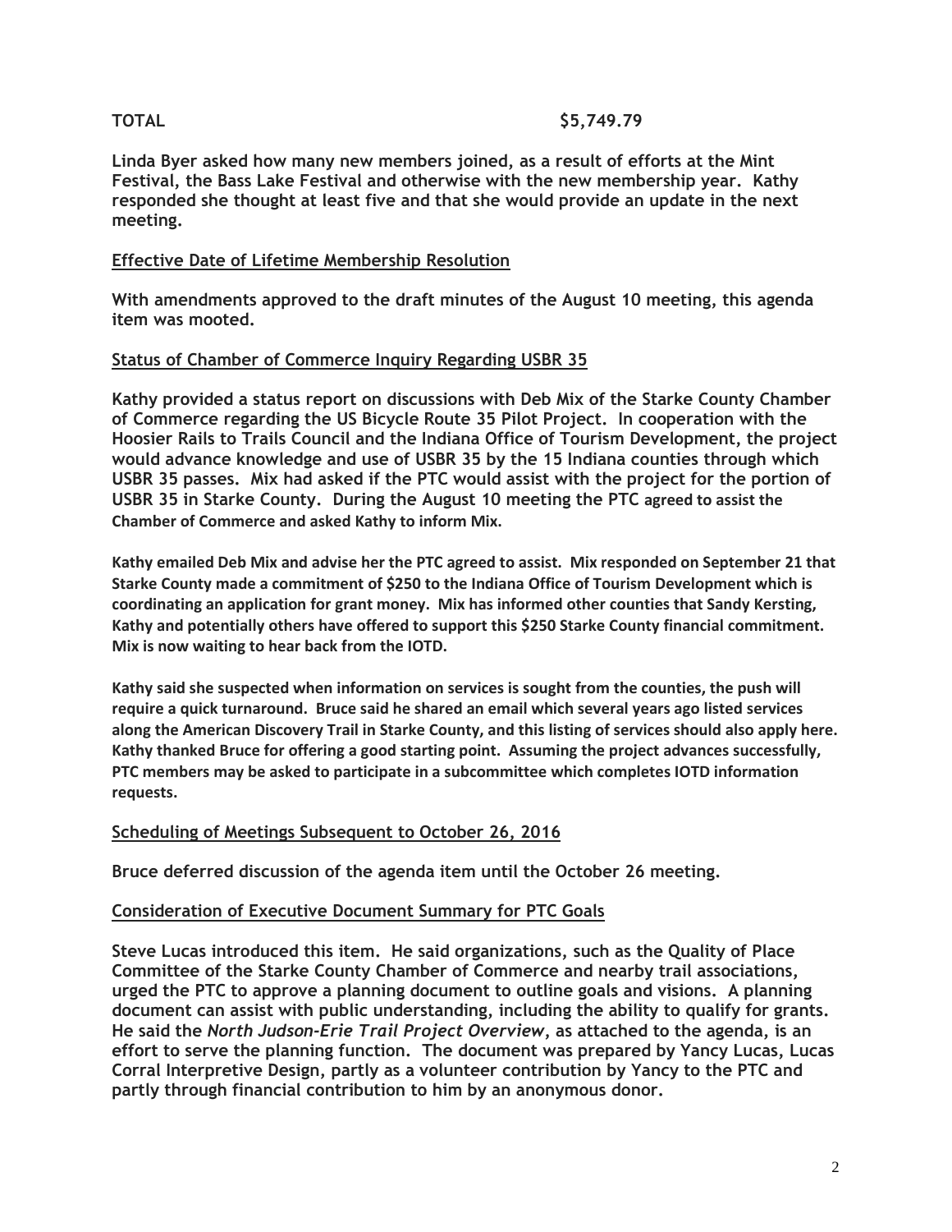**TOTAL $5,749.79**

**Linda Byer asked how many new members joined, as a result of efforts at the Mint Festival, the Bass Lake Festival and otherwise with the new membership year. Kathy responded she thought at least five and that she would provide an update in the next meeting.**

## Effective Date of Lifetime Membership Resolution

**With amendments approved to the draft minutes of the August 10 meeting, this agenda item was mooted.**

## Status of Chamber of Commerce Inquiry Regarding USBR 35

**Kathy provided a status report on discussions with Deb Mix of the Starke County Chamber of Commerce regarding the US Bicycle Route 35 Pilot Project. In cooperation with the Hoosier Rails to Trails Council and the Indiana Office of Tourism Development, the project would advance knowledge and use of USBR 35 by the 15 Indiana counties through which USBR 35 passes. Mix had asked if the PTC would assist with the project for the portion of USBR 35 in Starke County. During the August 10 meeting the PTC agreed to assist the Chamber of Commerce and asked Kathy to inform Mix.**

**Kathy emailed Deb Mix and advise her the PTC agreed to assist. Mix responded on September 21 that Starke County made a commitment of $250 to the Indiana Office of Tourism Development which is coordinating an application for grant money. Mix has informed other counties that Sandy Kersting, Kathy and potentially others have offered to support this $250 Starke County financial commitment. Mix is now waiting to hear back from the IOTD.**

**Kathy said she suspected when information on services is sought from the counties, the push will require a quick turnaround. Bruce said he shared an email which several years ago listed services along the American Discovery Trail in Starke County, and this listing of services should also apply here. Kathy thanked Bruce for offering a good starting point. Assuming the project advances successfully, PTC members may be asked to participate in a subcommittee which completes IOTD information requests.**

## Scheduling of Meetings Subsequent to October 26, 2016

**Bruce deferred discussion of the agenda item until the October 26 meeting.**

## Consideration of Executive Document Summary for PTC Goals

**Steve Lucas introduced this item. He said organizations, such as the Quality of Place Committee of the Starke County Chamber of Commerce and nearby trail associations, urged the PTC to approve a planning document to outline goals and visions. A planning document can assist with public understanding, including the ability to qualify for grants. He said the *North Judson-Erie Trail Project Overview*, as attached to the agenda, is an effort to serve the planning function. The document was prepared by Yancy Lucas, Lucas Corral Interpretive Design, partly as a volunteer contribution by Yancy to the PTC and partly through financial contribution to him by an anonymous donor.**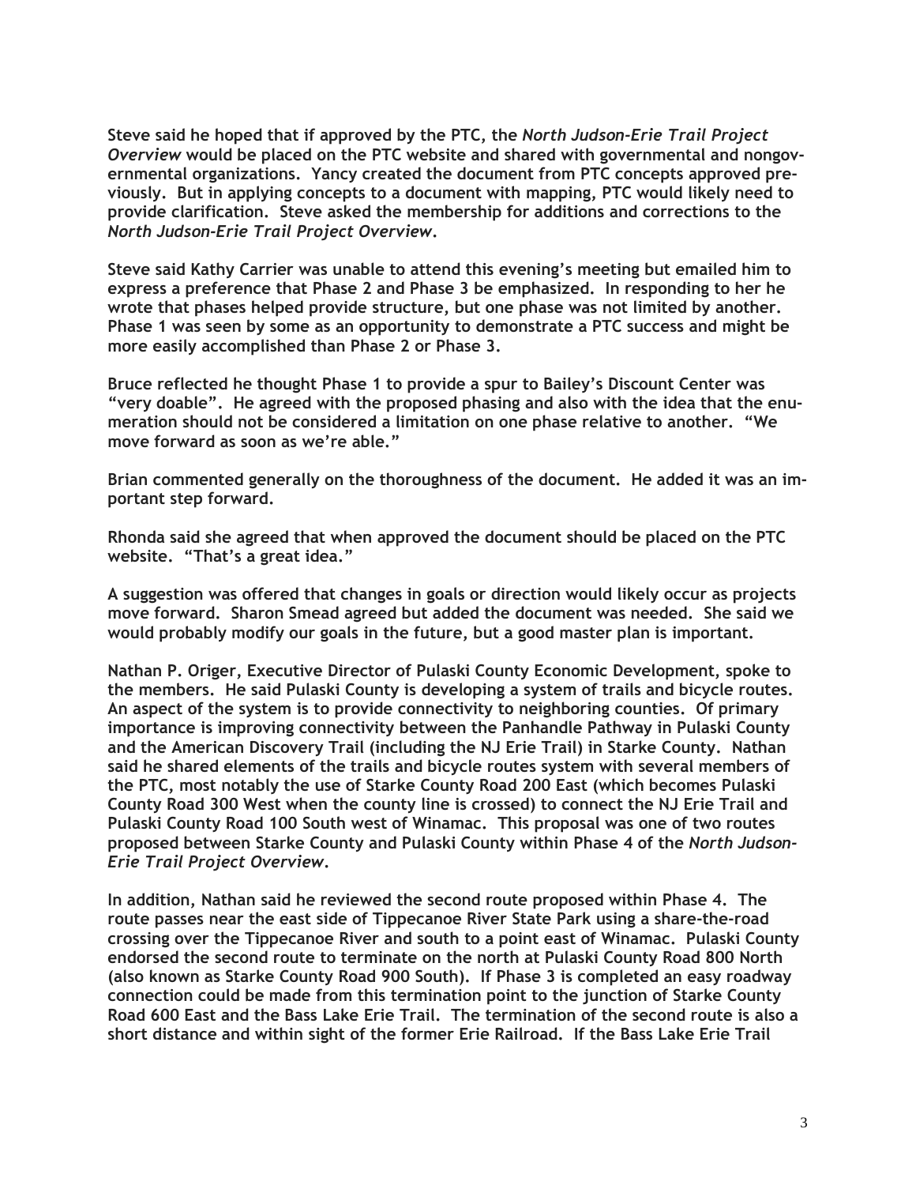**Steve said he hoped that if approved by the PTC, the *North Judson-Erie Trail Project Overview* would be placed on the PTC website and shared with governmental and nongovernmental organizations. Yancy created the document from PTC concepts approved previously. But in applying concepts to a document with mapping, PTC would likely need to provide clarification. Steve asked the membership for additions and corrections to the *North Judson-Erie Trail Project Overview*.**

**Steve said Kathy Carrier was unable to attend this evening's meeting but emailed him to express a preference that Phase 2 and Phase 3 be emphasized. In responding to her he wrote that phases helped provide structure, but one phase was not limited by another. Phase 1 was seen by some as an opportunity to demonstrate a PTC success and might be more easily accomplished than Phase 2 or Phase 3.**

**Bruce reflected he thought Phase 1 to provide a spur to Bailey's Discount Center was "very doable". He agreed with the proposed phasing and also with the idea that the enumeration should not be considered a limitation on one phase relative to another. "We move forward as soon as we're able."**

**Brian commented generally on the thoroughness of the document. He added it was an important step forward.**

**Rhonda said she agreed that when approved the document should be placed on the PTC website. "That's a great idea."**

**A suggestion was offered that changes in goals or direction would likely occur as projects move forward. Sharon Smead agreed but added the document was needed. She said we would probably modify our goals in the future, but a good master plan is important.**

**Nathan P. Origer, Executive Director of Pulaski County Economic Development, spoke to the members. He said Pulaski County is developing a system of trails and bicycle routes. An aspect of the system is to provide connectivity to neighboring counties. Of primary importance is improving connectivity between the Panhandle Pathway in Pulaski County and the American Discovery Trail (including the NJ Erie Trail) in Starke County. Nathan said he shared elements of the trails and bicycle routes system with several members of the PTC, most notably the use of Starke County Road 200 East (which becomes Pulaski County Road 300 West when the county line is crossed) to connect the NJ Erie Trail and Pulaski County Road 100 South west of Winamac. This proposal was one of two routes proposed between Starke County and Pulaski County within Phase 4 of the *North Judson-Erie Trail Project Overview*.**

**In addition, Nathan said he reviewed the second route proposed within Phase 4. The route passes near the east side of Tippecanoe River State Park using a share-the-road crossing over the Tippecanoe River and south to a point east of Winamac. Pulaski County endorsed the second route to terminate on the north at Pulaski County Road 800 North (also known as Starke County Road 900 South). If Phase 3 is completed an easy roadway connection could be made from this termination point to the junction of Starke County Road 600 East and the Bass Lake Erie Trail. The termination of the second route is also a short distance and within sight of the former Erie Railroad. If the Bass Lake Erie Trail**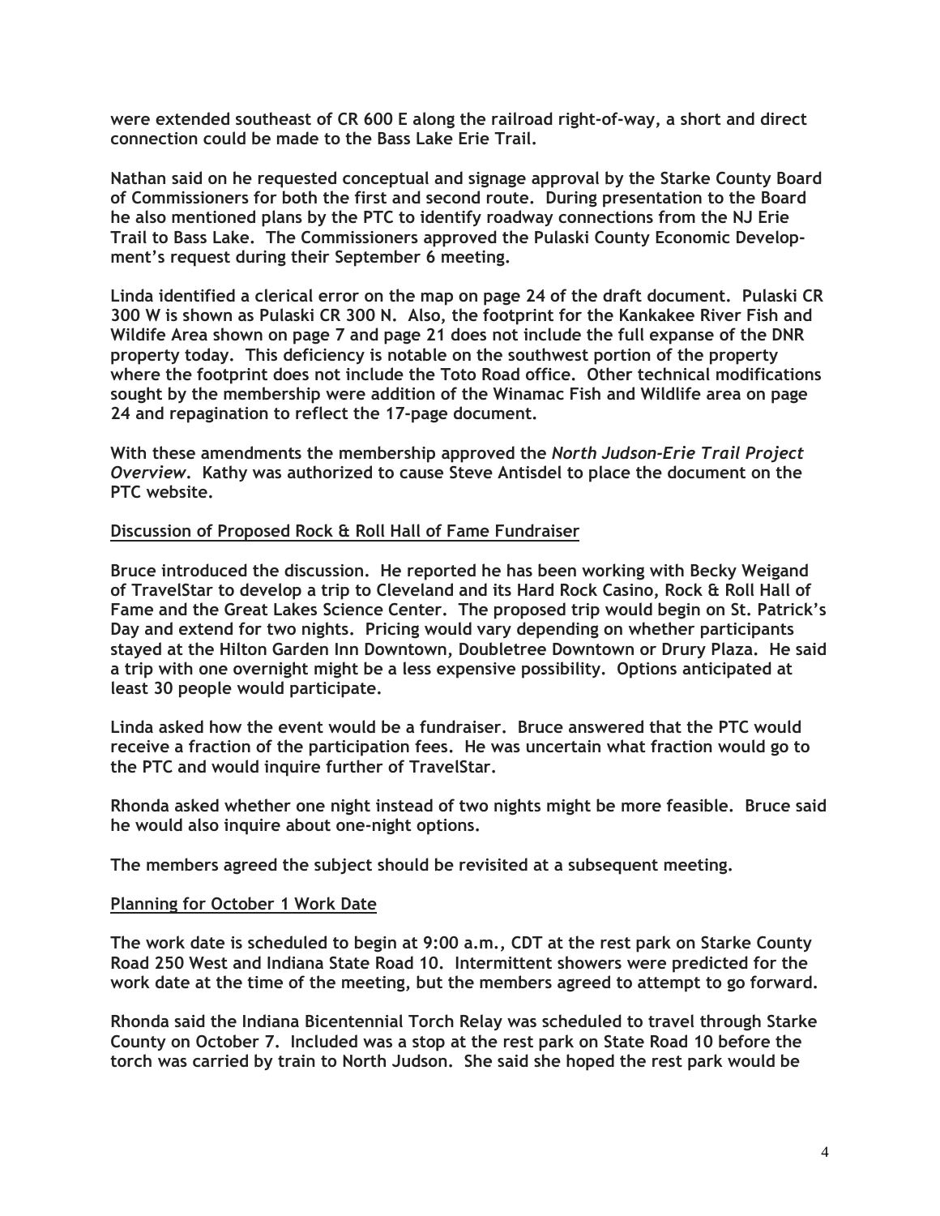were extended southeast of CR 600 E along the railroad right-of-way, a short and direct connection could be made to the Bass Lake Erie Trail.

Nathan said on he requested conceptual and signage approval by the Starke County Board of Commissioners for both the first and second route. During presentation to the Board he also mentioned plans by the PTC to identify roadway connections from the NJ Erie Trail to Bass Lake. The Commissioners approved the Pulaski County Economic Development's request during their September 6 meeting.

Linda identified a clerical error on the map on page 24 of the draft document. Pulaski CR 300 W is shown as Pulaski CR 300 N. Also, the footprint for the Kankakee River Fish and Wildife Area shown on page 7 and page 21 does not include the full expanse of the DNR property today. This deficiency is notable on the southwest portion of the property where the footprint does not include the Toto Road office. Other technical modifications sought by the membership were addition of the Winamac Fish and Wildlife area on page 24 and repagination to reflect the 17-page document.

With these amendments the membership approved the *North Judson-Erie Trail Project Overview*. Kathy was authorized to cause Steve Antisdel to place the document on the PTC website.

## Discussion of Proposed Rock & Roll Hall of Fame Fundraiser

Bruce introduced the discussion. He reported he has been working with Becky Weigand of TravelStar to develop a trip to Cleveland and its Hard Rock Casino, Rock & Roll Hall of Fame and the Great Lakes Science Center. The proposed trip would begin on St. Patrick's Day and extend for two nights. Pricing would vary depending on whether participants stayed at the Hilton Garden Inn Downtown, Doubletree Downtown or Drury Plaza. He said a trip with one overnight might be a less expensive possibility. Options anticipated at least 30 people would participate.

Linda asked how the event would be a fundraiser. Bruce answered that the PTC would receive a fraction of the participation fees. He was uncertain what fraction would go to the PTC and would inquire further of TravelStar.

Rhonda asked whether one night instead of two nights might be more feasible. Bruce said he would also inquire about one-night options.

The members agreed the subject should be revisited at a subsequent meeting.

## Planning for October 1 Work Date

The work date is scheduled to begin at 9:00 a.m., CDT at the rest park on Starke County Road 250 West and Indiana State Road 10. Intermittent showers were predicted for the work date at the time of the meeting, but the members agreed to attempt to go forward.

Rhonda said the Indiana Bicentennial Torch Relay was scheduled to travel through Starke County on October 7. Included was a stop at the rest park on State Road 10 before the torch was carried by train to North Judson. She said she hoped the rest park would be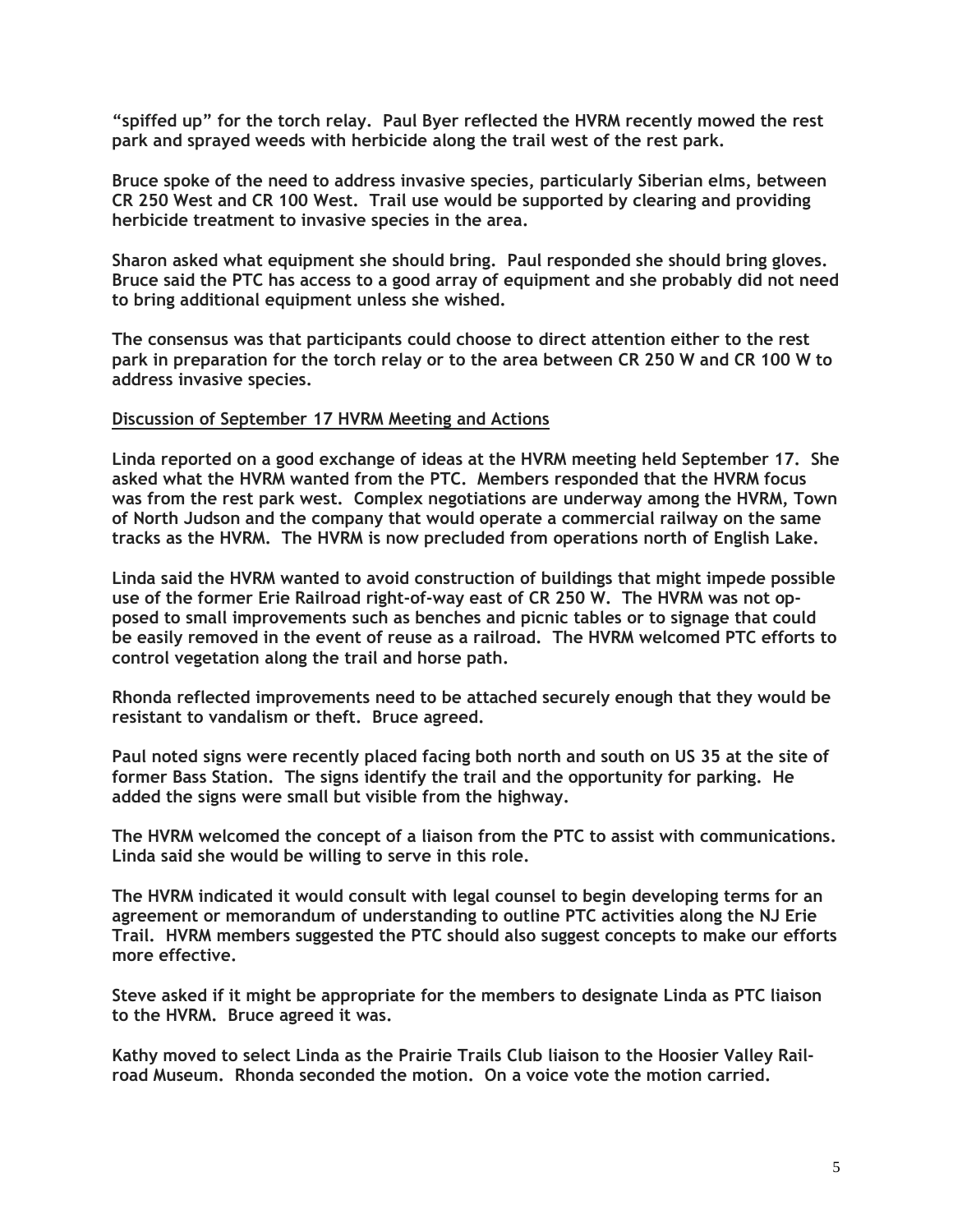"spiffed up" for the torch relay. Paul Byer reflected the HVRM recently mowed the rest park and sprayed weeds with herbicide along the trail west of the rest park.

Bruce spoke of the need to address invasive species, particularly Siberian elms, between CR 250 West and CR 100 West. Trail use would be supported by clearing and providing herbicide treatment to invasive species in the area.

Sharon asked what equipment she should bring. Paul responded she should bring gloves. Bruce said the PTC has access to a good array of equipment and she probably did not need to bring additional equipment unless she wished.

The consensus was that participants could choose to direct attention either to the rest park in preparation for the torch relay or to the area between CR 250 W and CR 100 W to address invasive species.

<u>Discussion of September 17 HVRM Meeting and Actions</u>

Linda reported on a good exchange of ideas at the HVRM meeting held September 17. She asked what the HVRM wanted from the PTC. Members responded that the HVRM focus was from the rest park west. Complex negotiations are underway among the HVRM, Town of North Judson and the company that would operate a commercial railway on the same tracks as the HVRM. The HVRM is now precluded from operations north of English Lake.

Linda said the HVRM wanted to avoid construction of buildings that might impede possible use of the former Erie Railroad right-of-way east of CR 250 W. The HVRM was not opposed to small improvements such as benches and picnic tables or to signage that could be easily removed in the event of reuse as a railroad. The HVRM welcomed PTC efforts to control vegetation along the trail and horse path.

Rhonda reflected improvements need to be attached securely enough that they would be resistant to vandalism or theft. Bruce agreed.

Paul noted signs were recently placed facing both north and south on US 35 at the site of former Bass Station. The signs identify the trail and the opportunity for parking. He added the signs were small but visible from the highway.

The HVRM welcomed the concept of a liaison from the PTC to assist with communications. Linda said she would be willing to serve in this role.

The HVRM indicated it would consult with legal counsel to begin developing terms for an agreement or memorandum of understanding to outline PTC activities along the NJ Erie Trail. HVRM members suggested the PTC should also suggest concepts to make our efforts more effective.

Steve asked if it might be appropriate for the members to designate Linda as PTC liaison to the HVRM. Bruce agreed it was.

Kathy moved to select Linda as the Prairie Trails Club liaison to the Hoosier Valley Railroad Museum. Rhonda seconded the motion. On a voice vote the motion carried.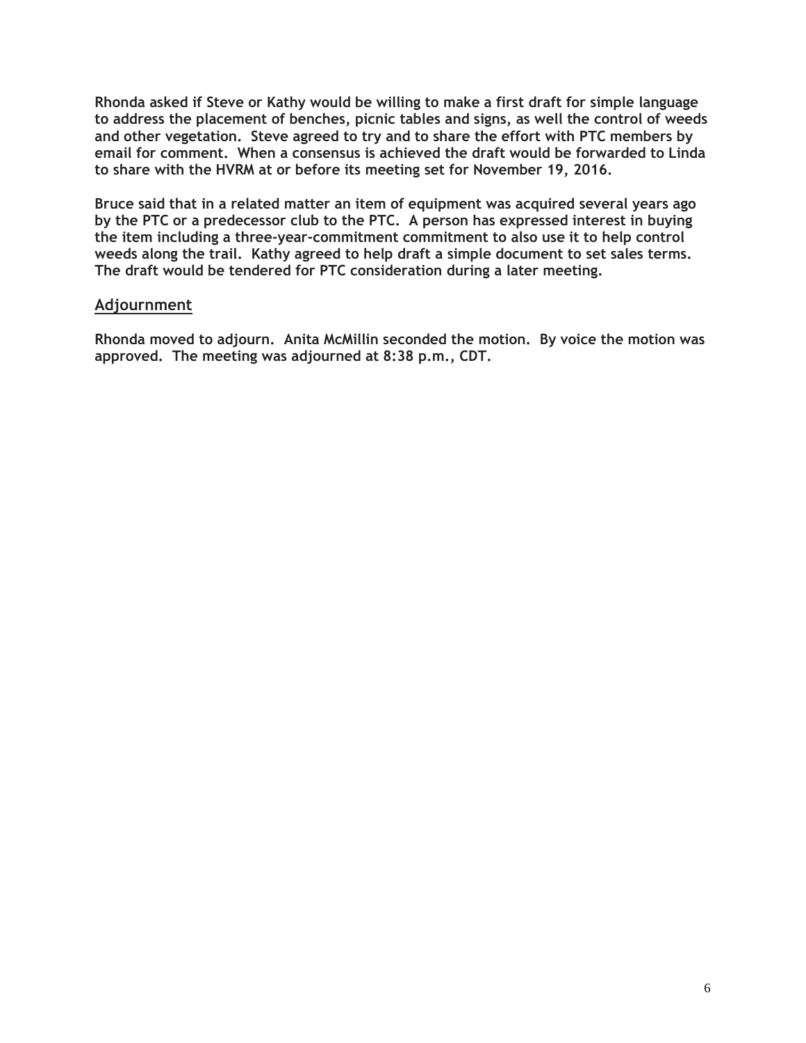**Rhonda asked if Steve or Kathy would be willing to make a first draft for simple language to address the placement of benches, picnic tables and signs, as well the control of weeds and other vegetation. Steve agreed to try and to share the effort with PTC members by email for comment. When a consensus is achieved the draft would be forwarded to Linda to share with the HVRM at or before its meeting set for November 19, 2016.**

**Bruce said that in a related matter an item of equipment was acquired several years ago by the PTC or a predecessor club to the PTC. A person has expressed interest in buying the item including a three-year-commitment commitment to also use it to help control weeds along the trail. Kathy agreed to help draft a simple document to set sales terms. The draft would be tendered for PTC consideration during a later meeting.**

## Adjournment

**Rhonda moved to adjourn. Anita McMillin seconded the motion. By voice the motion was approved. The meeting was adjourned at 8:38 p.m., CDT.**